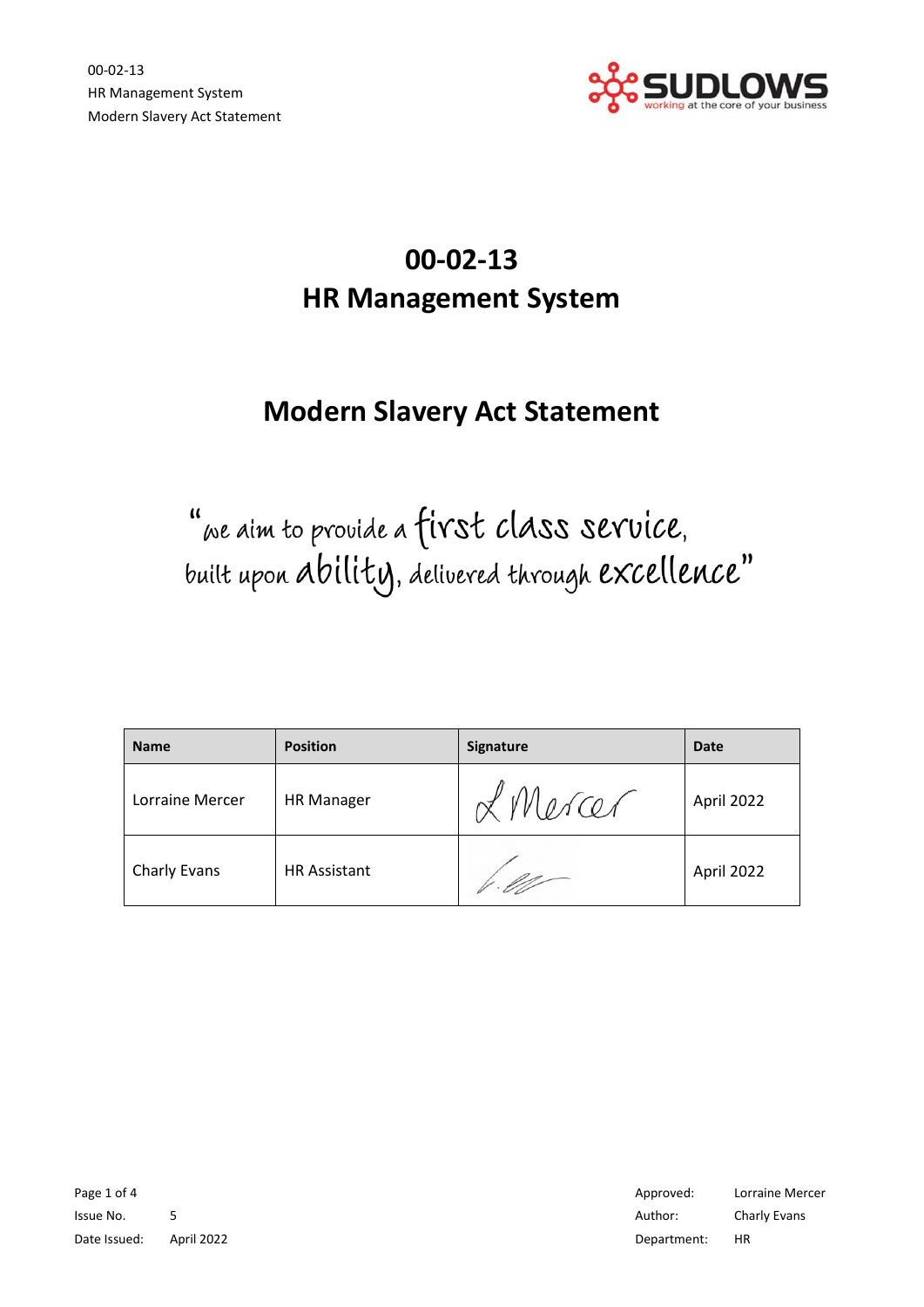# 00-02-13
# HR Management System

## Modern Slavery Act Statement

"we aim to provide a first class service, built upon ability, delivered through excellence"

| Name | Position | Signature | Date |
| --- | --- | --- | --- |
| Lorraine Mercer | HR Manager | L Mercer | April 2022 |
| Charly Evans | HR Assistant | | April 2022 |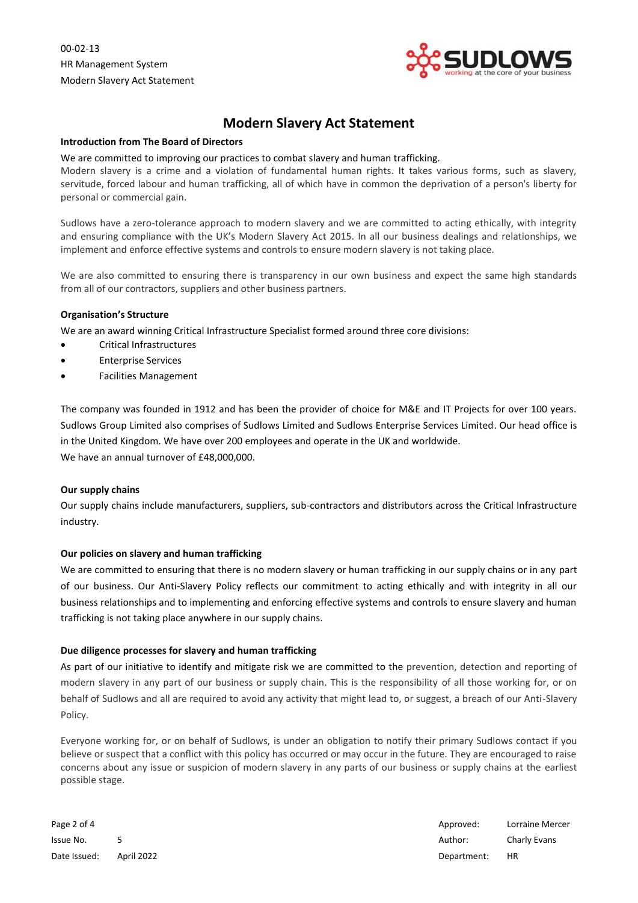# Modern Slavery Act Statement

**Introduction from The Board of Directors**

We are committed to improving our practices to combat slavery and human trafficking.
Modern slavery is a crime and a violation of fundamental human rights. It takes various forms, such as slavery, servitude, forced labour and human trafficking, all of which have in common the deprivation of a person's liberty for personal or commercial gain.

Sudlows have a zero-tolerance approach to modern slavery and we are committed to acting ethically, with integrity and ensuring compliance with the UK's Modern Slavery Act 2015. In all our business dealings and relationships, we implement and enforce effective systems and controls to ensure modern slavery is not taking place.

We are also committed to ensuring there is transparency in our own business and expect the same high standards from all of our contractors, suppliers and other business partners.

**Organisation's Structure**

We are an award winning Critical Infrastructure Specialist formed around three core divisions:

- Critical Infrastructures
- Enterprise Services
- Facilities Management

The company was founded in 1912 and has been the provider of choice for M&E and IT Projects for over 100 years. Sudlows Group Limited also comprises of Sudlows Limited and Sudlows Enterprise Services Limited. Our head office is in the United Kingdom. We have over 200 employees and operate in the UK and worldwide.
We have an annual turnover of £48,000,000.

**Our supply chains**

Our supply chains include manufacturers, suppliers, sub-contractors and distributors across the Critical Infrastructure industry.

**Our policies on slavery and human trafficking**

We are committed to ensuring that there is no modern slavery or human trafficking in our supply chains or in any part of our business. Our Anti-Slavery Policy reflects our commitment to acting ethically and with integrity in all our business relationships and to implementing and enforcing effective systems and controls to ensure slavery and human trafficking is not taking place anywhere in our supply chains.

**Due diligence processes for slavery and human trafficking**

As part of our initiative to identify and mitigate risk we are committed to the prevention, detection and reporting of modern slavery in any part of our business or supply chain. This is the responsibility of all those working for, or on behalf of Sudlows and all are required to avoid any activity that might lead to, or suggest, a breach of our Anti-Slavery Policy.

Everyone working for, or on behalf of Sudlows, is under an obligation to notify their primary Sudlows contact if you believe or suspect that a conflict with this policy has occurred or may occur in the future. They are encouraged to raise concerns about any issue or suspicion of modern slavery in any parts of our business or supply chains at the earliest possible stage.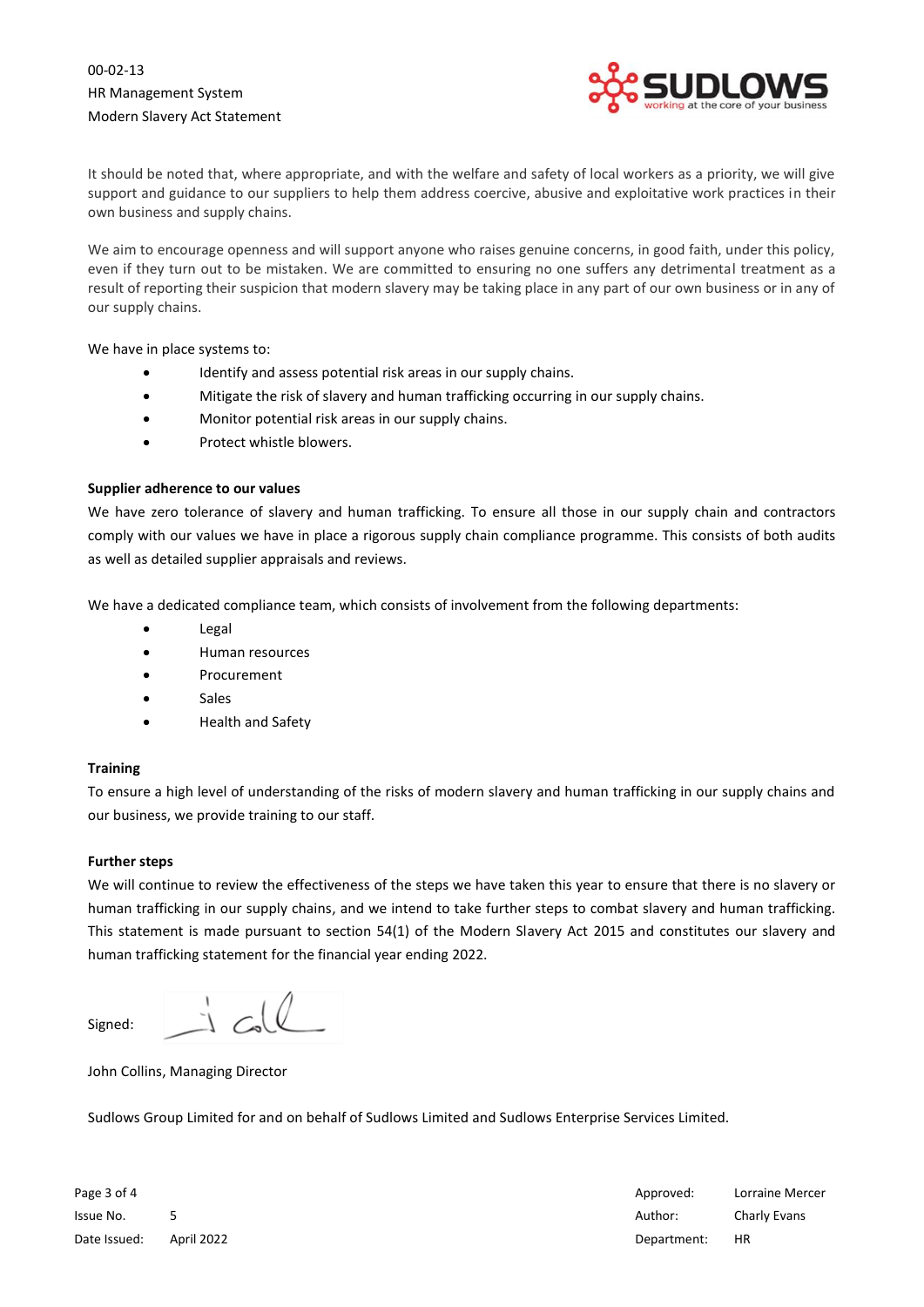It should be noted that, where appropriate, and with the welfare and safety of local workers as a priority, we will give support and guidance to our suppliers to help them address coercive, abusive and exploitative work practices in their own business and supply chains.

We aim to encourage openness and will support anyone who raises genuine concerns, in good faith, under this policy, even if they turn out to be mistaken. We are committed to ensuring no one suffers any detrimental treatment as a result of reporting their suspicion that modern slavery may be taking place in any part of our own business or in any of our supply chains.

We have in place systems to:

- Identify and assess potential risk areas in our supply chains.
- Mitigate the risk of slavery and human trafficking occurring in our supply chains.
- Monitor potential risk areas in our supply chains.
- Protect whistle blowers.

**Supplier adherence to our values**

We have zero tolerance of slavery and human trafficking. To ensure all those in our supply chain and contractors comply with our values we have in place a rigorous supply chain compliance programme. This consists of both audits as well as detailed supplier appraisals and reviews.

We have a dedicated compliance team, which consists of involvement from the following departments:

- Legal
- Human resources
- Procurement
- Sales
- Health and Safety

**Training**

To ensure a high level of understanding of the risks of modern slavery and human trafficking in our supply chains and our business, we provide training to our staff.

**Further steps**

We will continue to review the effectiveness of the steps we have taken this year to ensure that there is no slavery or human trafficking in our supply chains, and we intend to take further steps to combat slavery and human trafficking. This statement is made pursuant to section 54(1) of the Modern Slavery Act 2015 and constitutes our slavery and human trafficking statement for the financial year ending 2022.

Signed:

John Collins, Managing Director

Sudlows Group Limited for and on behalf of Sudlows Limited and Sudlows Enterprise Services Limited.

| | | | |
|---|---|---|---|
| Issue No. | 5 | Approved: | Lorraine Mercer |
| Date Issued: | April 2022 | Author: | Charly Evans |
| | | Department: | HR |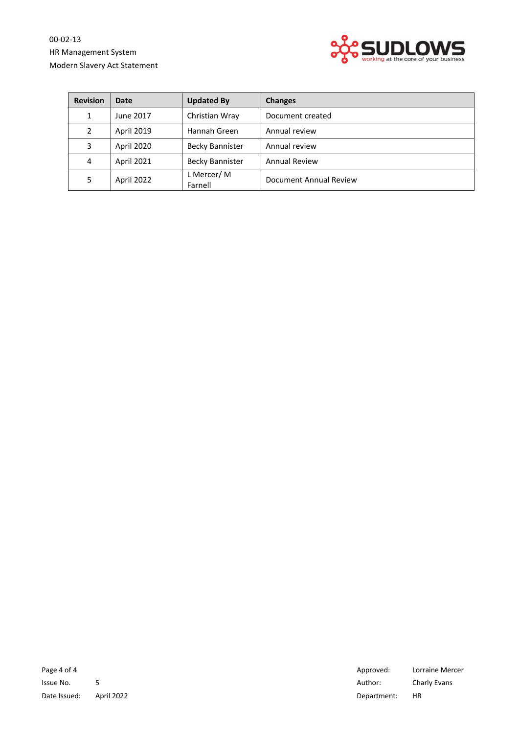| Revision | Date | Updated By | Changes |
|---|---|---|---|
| 1 | June 2017 | Christian Wray | Document created |
| 2 | April 2019 | Hannah Green | Annual review |
| 3 | April 2020 | Becky Bannister | Annual review |
| 4 | April 2021 | Becky Bannister | Annual Review |
| 5 | April 2022 | L Mercer/ M Farnell | Document Annual Review |